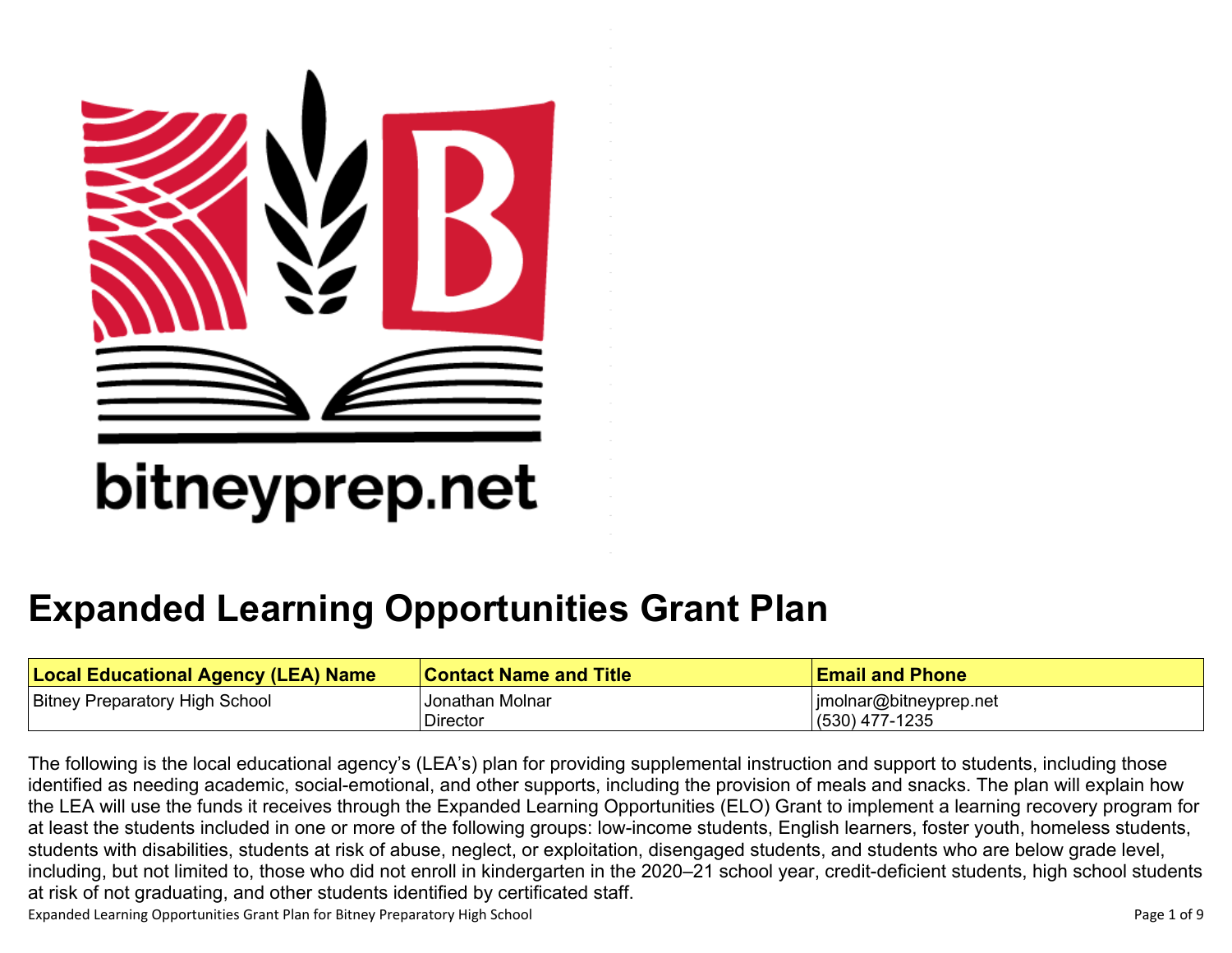bitneyprep.net

# Expanded Learning Opportunities Grant Plan

| Local Educational Agency (LEA) Name | Contact Name and Title | Email and Phone |
| --- | --- | --- |
| Bitney Preparatory High School | Jonathan Molnar<br>Director | jmolnar@bitneyprep.net<br>(530) 477-1235 |

The following is the local educational agency's (LEA's) plan for providing supplemental instruction and support to students, including those identified as needing academic, social-emotional, and other supports, including the provision of meals and snacks. The plan will explain how the LEA will use the funds it receives through the Expanded Learning Opportunities (ELO) Grant to implement a learning recovery program for at least the students included in one or more of the following groups: low-income students, English learners, foster youth, homeless students, students with disabilities, students at risk of abuse, neglect, or exploitation, disengaged students, and students who are below grade level, including, but not limited to, those who did not enroll in kindergarten in the 2020–21 school year, credit-deficient students, high school students at risk of not graduating, and other students identified by certificated staff.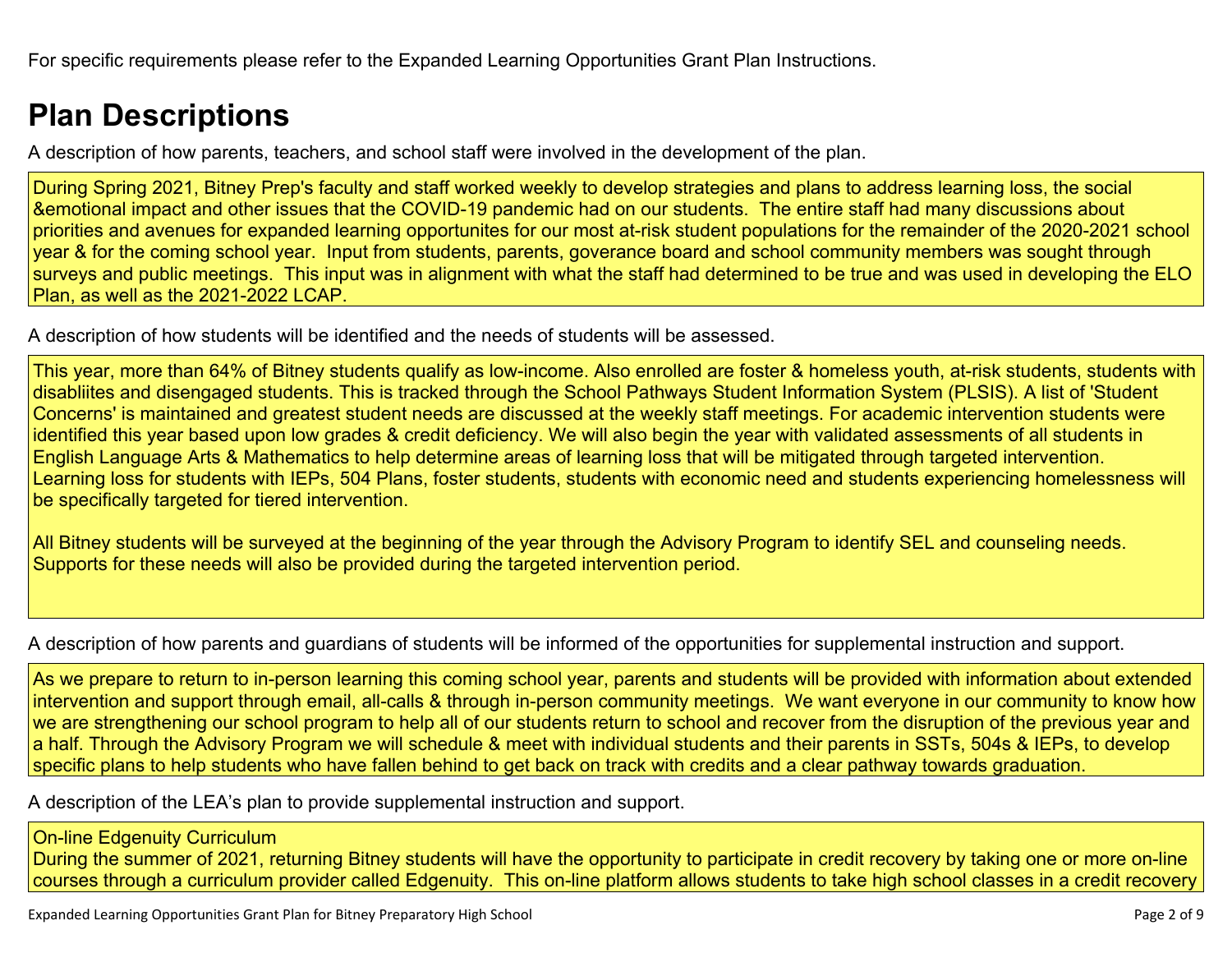For specific requirements please refer to the Expanded Learning Opportunities Grant Plan Instructions.

# Plan Descriptions

A description of how parents, teachers, and school staff were involved in the development of the plan.

During Spring 2021, Bitney Prep's faculty and staff worked weekly to develop strategies and plans to address learning loss, the social &emotional impact and other issues that the COVID-19 pandemic had on our students. The entire staff had many discussions about priorities and avenues for expanded learning opportunites for our most at-risk student populations for the remainder of the 2020-2021 school year & for the coming school year. Input from students, parents, goverance board and school community members was sought through surveys and public meetings. This input was in alignment with what the staff had determined to be true and was used in developing the ELO Plan, as well as the 2021-2022 LCAP.

A description of how students will be identified and the needs of students will be assessed.

This year, more than 64% of Bitney students qualify as low-income. Also enrolled are foster & homeless youth, at-risk students, students with disabliites and disengaged students. This is tracked through the School Pathways Student Information System (PLSIS). A list of 'Student Concerns' is maintained and greatest student needs are discussed at the weekly staff meetings. For academic intervention students were identified this year based upon low grades & credit deficiency. We will also begin the year with validated assessments of all students in English Language Arts & Mathematics to help determine areas of learning loss that will be mitigated through targeted intervention. Learning loss for students with IEPs, 504 Plans, foster students, students with economic need and students experiencing homelessness will be specifically targeted for tiered intervention.

All Bitney students will be surveyed at the beginning of the year through the Advisory Program to identify SEL and counseling needs. Supports for these needs will also be provided during the targeted intervention period.

A description of how parents and guardians of students will be informed of the opportunities for supplemental instruction and support.

As we prepare to return to in-person learning this coming school year, parents and students will be provided with information about extended intervention and support through email, all-calls & through in-person community meetings. We want everyone in our community to know how we are strengthening our school program to help all of our students return to school and recover from the disruption of the previous year and a half. Through the Advisory Program we will schedule & meet with individual students and their parents in SSTs, 504s & IEPs, to develop specific plans to help students who have fallen behind to get back on track with credits and a clear pathway towards graduation.

A description of the LEA's plan to provide supplemental instruction and support.

On-line Edgenuity Curriculum
During the summer of 2021, returning Bitney students will have the opportunity to participate in credit recovery by taking one or more on-line courses through a curriculum provider called Edgenuity. This on-line platform allows students to take high school classes in a credit recovery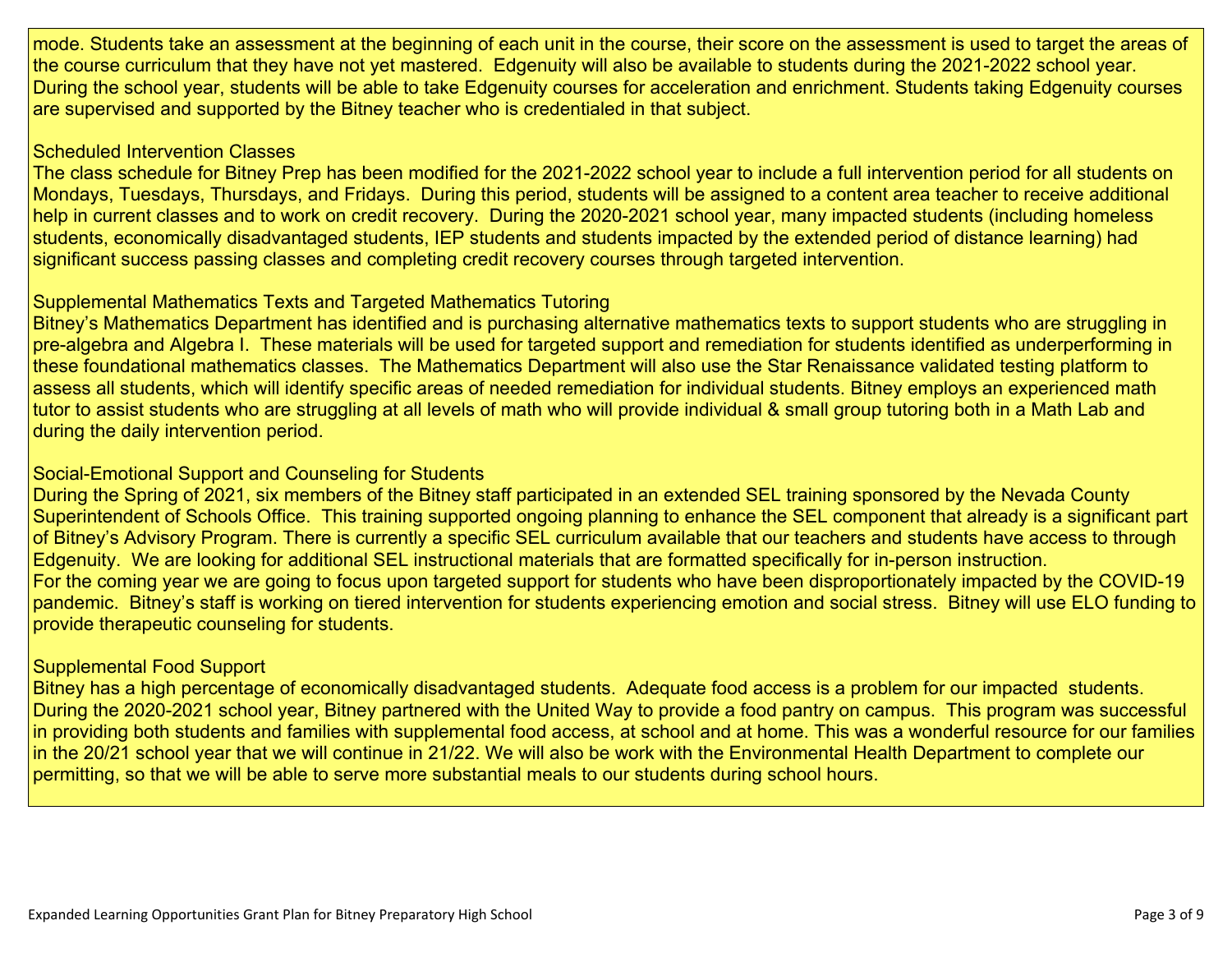mode. Students take an assessment at the beginning of each unit in the course, their score on the assessment is used to target the areas of the course curriculum that they have not yet mastered. Edgenuity will also be available to students during the 2021-2022 school year. During the school year, students will be able to take Edgenuity courses for acceleration and enrichment. Students taking Edgenuity courses are supervised and supported by the Bitney teacher who is credentialed in that subject.

Scheduled Intervention Classes

The class schedule for Bitney Prep has been modified for the 2021-2022 school year to include a full intervention period for all students on Mondays, Tuesdays, Thursdays, and Fridays. During this period, students will be assigned to a content area teacher to receive additional help in current classes and to work on credit recovery. During the 2020-2021 school year, many impacted students (including homeless students, economically disadvantaged students, IEP students and students impacted by the extended period of distance learning) had significant success passing classes and completing credit recovery courses through targeted intervention.

Supplemental Mathematics Texts and Targeted Mathematics Tutoring

Bitney's Mathematics Department has identified and is purchasing alternative mathematics texts to support students who are struggling in pre-algebra and Algebra I. These materials will be used for targeted support and remediation for students identified as underperforming in these foundational mathematics classes. The Mathematics Department will also use the Star Renaissance validated testing platform to assess all students, which will identify specific areas of needed remediation for individual students. Bitney employs an experienced math tutor to assist students who are struggling at all levels of math who will provide individual & small group tutoring both in a Math Lab and during the daily intervention period.

Social-Emotional Support and Counseling for Students

During the Spring of 2021, six members of the Bitney staff participated in an extended SEL training sponsored by the Nevada County Superintendent of Schools Office. This training supported ongoing planning to enhance the SEL component that already is a significant part of Bitney's Advisory Program. There is currently a specific SEL curriculum available that our teachers and students have access to through Edgenuity. We are looking for additional SEL instructional materials that are formatted specifically for in-person instruction.

For the coming year we are going to focus upon targeted support for students who have been disproportionately impacted by the COVID-19 pandemic. Bitney's staff is working on tiered intervention for students experiencing emotion and social stress. Bitney will use ELO funding to provide therapeutic counseling for students.

Supplemental Food Support

Bitney has a high percentage of economically disadvantaged students. Adequate food access is a problem for our impacted students. During the 2020-2021 school year, Bitney partnered with the United Way to provide a food pantry on campus. This program was successful in providing both students and families with supplemental food access, at school and at home. This was a wonderful resource for our families in the 20/21 school year that we will continue in 21/22. We will also be work with the Environmental Health Department to complete our permitting, so that we will be able to serve more substantial meals to our students during school hours.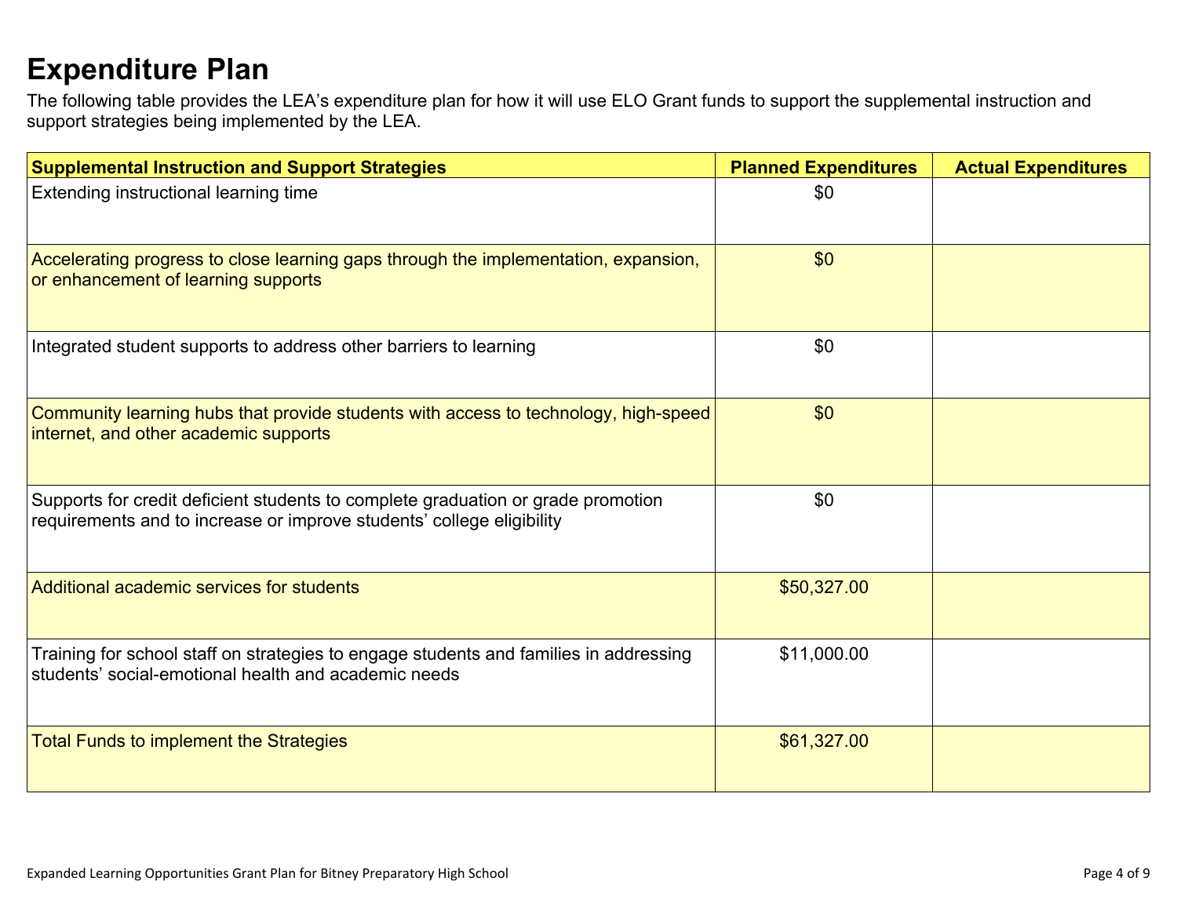# Expenditure Plan

The following table provides the LEA's expenditure plan for how it will use ELO Grant funds to support the supplemental instruction and support strategies being implemented by the LEA.

| Supplemental Instruction and Support Strategies | Planned Expenditures | Actual Expenditures |
|---|---|---|
| Extending instructional learning time | $0 | |
| Accelerating progress to close learning gaps through the implementation, expansion, or enhancement of learning supports | $0 | |
| Integrated student supports to address other barriers to learning | $0 | |
| Community learning hubs that provide students with access to technology, high-speed internet, and other academic supports | $0 | |
| Supports for credit deficient students to complete graduation or grade promotion requirements and to increase or improve students' college eligibility | $0 | |
| Additional academic services for students | $50,327.00 | |
| Training for school staff on strategies to engage students and families in addressing students' social-emotional health and academic needs | $11,000.00 | |
| Total Funds to implement the Strategies | $61,327.00 | |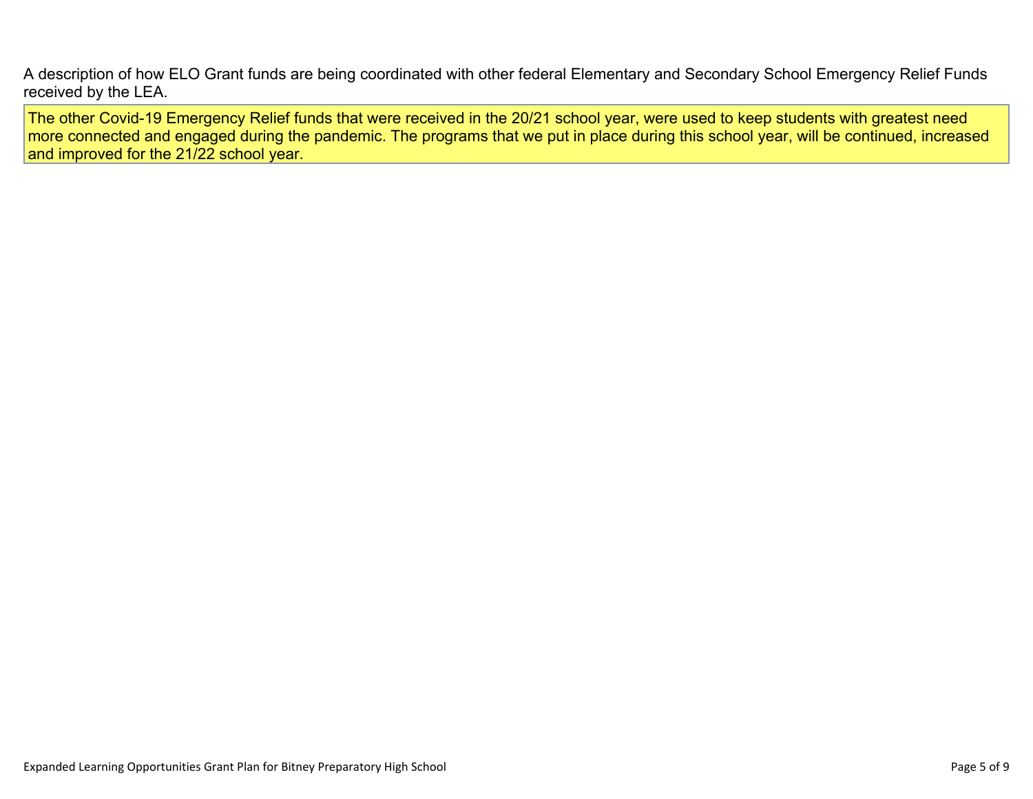A description of how ELO Grant funds are being coordinated with other federal Elementary and Secondary School Emergency Relief Funds received by the LEA.

The other Covid-19 Emergency Relief funds that were received in the 20/21 school year, were used to keep students with greatest need more connected and engaged during the pandemic. The programs that we put in place during this school year, will be continued, increased and improved for the 21/22 school year.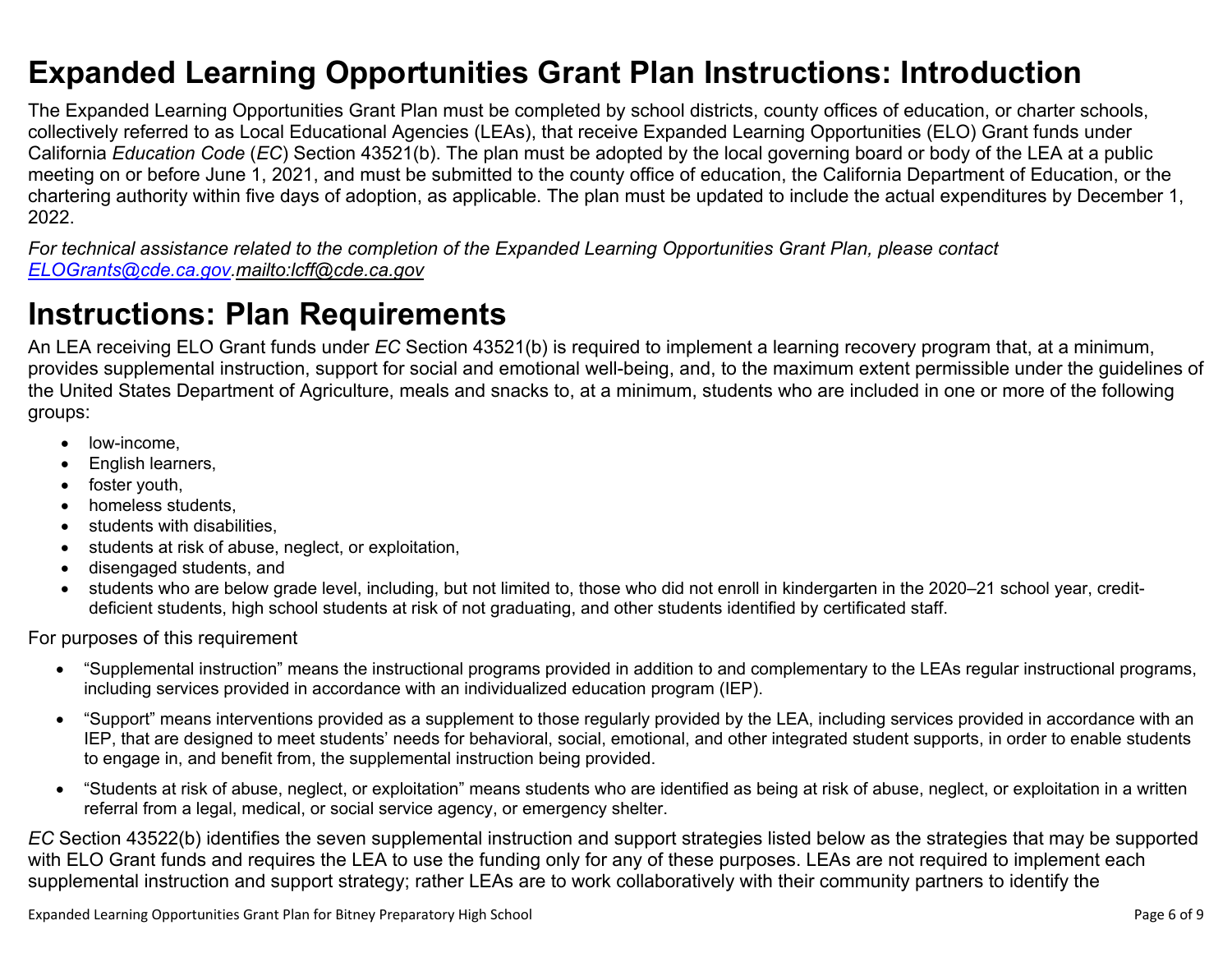# Expanded Learning Opportunities Grant Plan Instructions: Introduction

The Expanded Learning Opportunities Grant Plan must be completed by school districts, county offices of education, or charter schools, collectively referred to as Local Educational Agencies (LEAs), that receive Expanded Learning Opportunities (ELO) Grant funds under California *Education Code* (*EC*) Section 43521(b). The plan must be adopted by the local governing board or body of the LEA at a public meeting on or before June 1, 2021, and must be submitted to the county office of education, the California Department of Education, or the chartering authority within five days of adoption, as applicable. The plan must be updated to include the actual expenditures by December 1, 2022.

*For technical assistance related to the completion of the Expanded Learning Opportunities Grant Plan, please contact [ELOGrants@cde.ca.gov](mailto:ELOGrants@cde.ca.gov).mailto:lcff@cde.ca.gov*

# Instructions: Plan Requirements

An LEA receiving ELO Grant funds under *EC* Section 43521(b) is required to implement a learning recovery program that, at a minimum, provides supplemental instruction, support for social and emotional well-being, and, to the maximum extent permissible under the guidelines of the United States Department of Agriculture, meals and snacks to, at a minimum, students who are included in one or more of the following groups:

- low-income,
- English learners,
- foster youth,
- homeless students,
- students with disabilities,
- students at risk of abuse, neglect, or exploitation,
- disengaged students, and
- students who are below grade level, including, but not limited to, those who did not enroll in kindergarten in the 2020–21 school year, credit-deficient students, high school students at risk of not graduating, and other students identified by certificated staff.

For purposes of this requirement

- “Supplemental instruction” means the instructional programs provided in addition to and complementary to the LEAs regular instructional programs, including services provided in accordance with an individualized education program (IEP).
- “Support” means interventions provided as a supplement to those regularly provided by the LEA, including services provided in accordance with an IEP, that are designed to meet students’ needs for behavioral, social, emotional, and other integrated student supports, in order to enable students to engage in, and benefit from, the supplemental instruction being provided.
- “Students at risk of abuse, neglect, or exploitation” means students who are identified as being at risk of abuse, neglect, or exploitation in a written referral from a legal, medical, or social service agency, or emergency shelter.

*EC* Section 43522(b) identifies the seven supplemental instruction and support strategies listed below as the strategies that may be supported with ELO Grant funds and requires the LEA to use the funding only for any of these purposes. LEAs are not required to implement each supplemental instruction and support strategy; rather LEAs are to work collaboratively with their community partners to identify the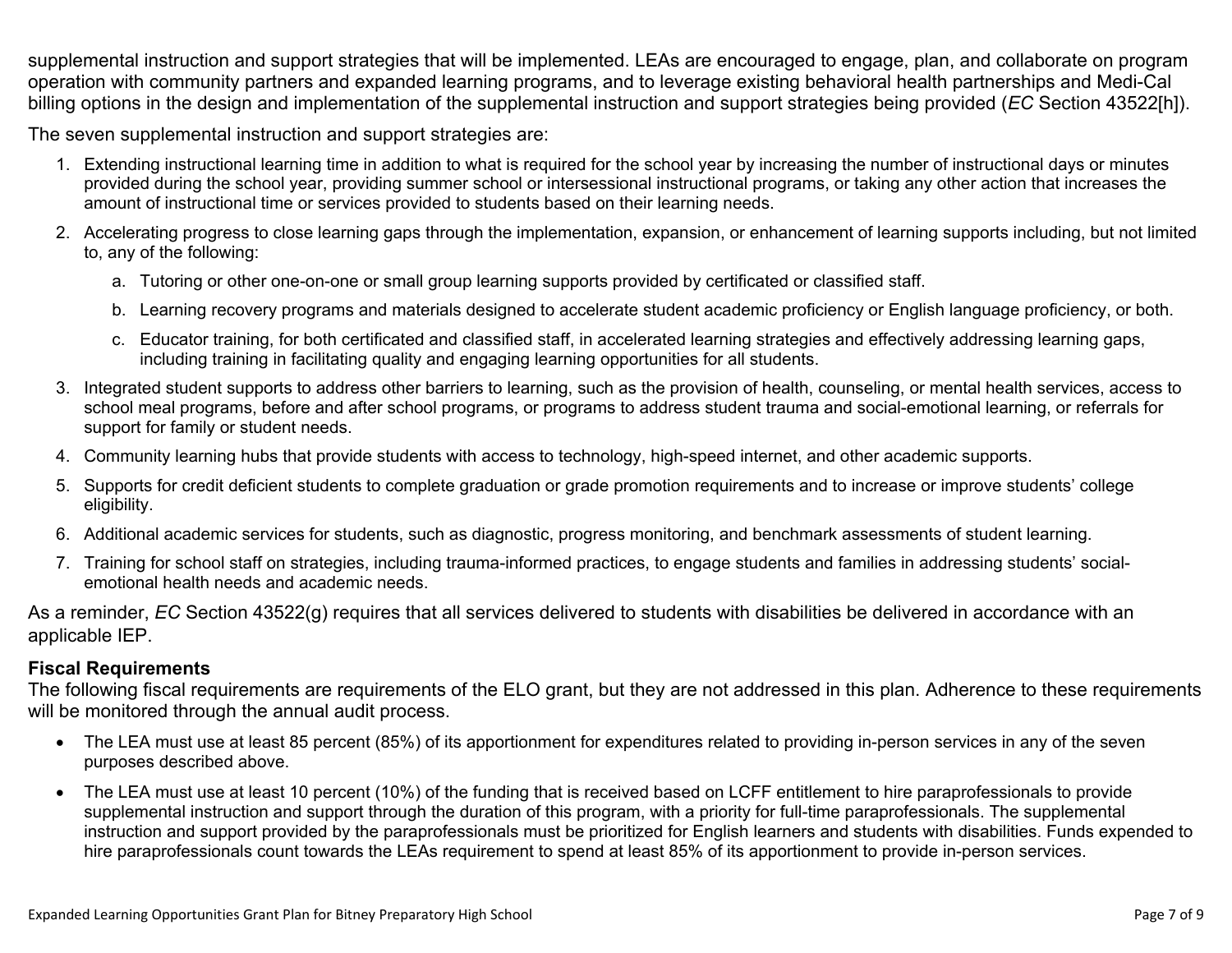supplemental instruction and support strategies that will be implemented. LEAs are encouraged to engage, plan, and collaborate on program operation with community partners and expanded learning programs, and to leverage existing behavioral health partnerships and Medi-Cal billing options in the design and implementation of the supplemental instruction and support strategies being provided (*EC* Section 43522[h]).

The seven supplemental instruction and support strategies are:

1. Extending instructional learning time in addition to what is required for the school year by increasing the number of instructional days or minutes provided during the school year, providing summer school or intersessional instructional programs, or taking any other action that increases the amount of instructional time or services provided to students based on their learning needs.
2. Accelerating progress to close learning gaps through the implementation, expansion, or enhancement of learning supports including, but not limited to, any of the following:
   a. Tutoring or other one-on-one or small group learning supports provided by certificated or classified staff.
   b. Learning recovery programs and materials designed to accelerate student academic proficiency or English language proficiency, or both.
   c. Educator training, for both certificated and classified staff, in accelerated learning strategies and effectively addressing learning gaps, including training in facilitating quality and engaging learning opportunities for all students.
3. Integrated student supports to address other barriers to learning, such as the provision of health, counseling, or mental health services, access to school meal programs, before and after school programs, or programs to address student trauma and social-emotional learning, or referrals for support for family or student needs.
4. Community learning hubs that provide students with access to technology, high-speed internet, and other academic supports.
5. Supports for credit deficient students to complete graduation or grade promotion requirements and to increase or improve students' college eligibility.
6. Additional academic services for students, such as diagnostic, progress monitoring, and benchmark assessments of student learning.
7. Training for school staff on strategies, including trauma-informed practices, to engage students and families in addressing students' social-emotional health needs and academic needs.

As a reminder, *EC* Section 43522(g) requires that all services delivered to students with disabilities be delivered in accordance with an applicable IEP.

**Fiscal Requirements**

The following fiscal requirements are requirements of the ELO grant, but they are not addressed in this plan. Adherence to these requirements will be monitored through the annual audit process.

- The LEA must use at least 85 percent (85%) of its apportionment for expenditures related to providing in-person services in any of the seven purposes described above.
- The LEA must use at least 10 percent (10%) of the funding that is received based on LCFF entitlement to hire paraprofessionals to provide supplemental instruction and support through the duration of this program, with a priority for full-time paraprofessionals. The supplemental instruction and support provided by the paraprofessionals must be prioritized for English learners and students with disabilities. Funds expended to hire paraprofessionals count towards the LEAs requirement to spend at least 85% of its apportionment to provide in-person services.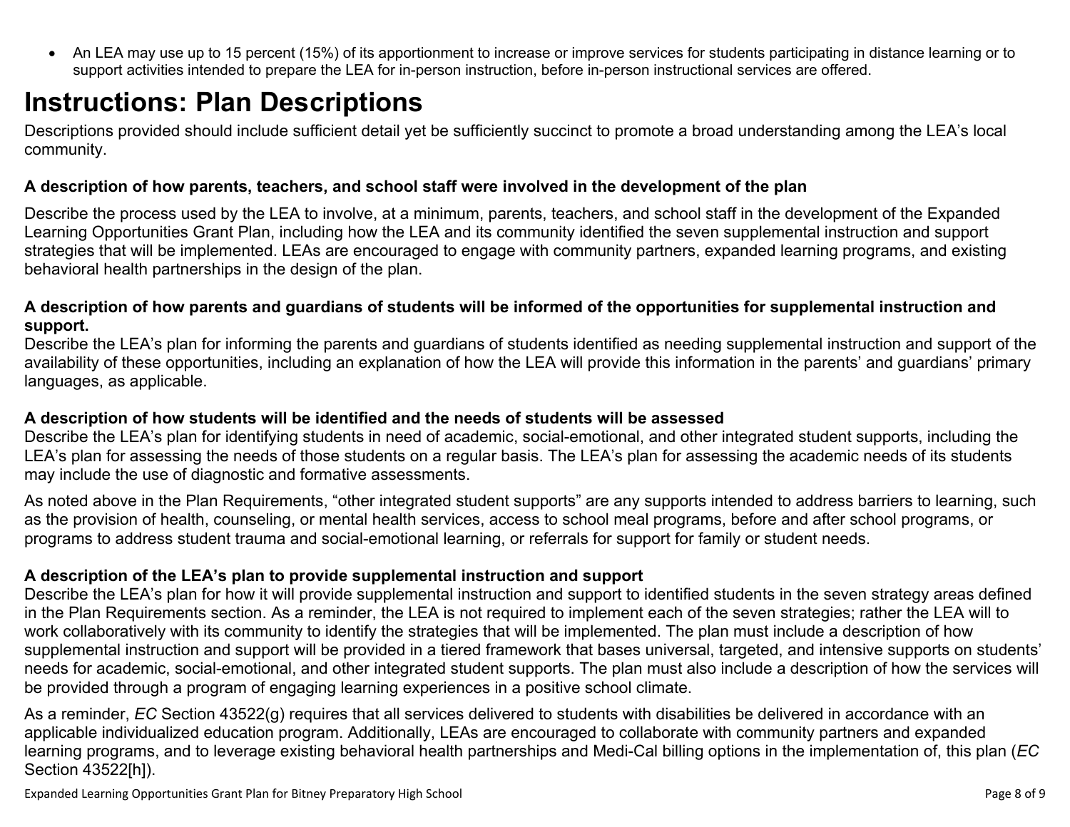- An LEA may use up to 15 percent (15%) of its apportionment to increase or improve services for students participating in distance learning or to support activities intended to prepare the LEA for in-person instruction, before in-person instructional services are offered.

# Instructions: Plan Descriptions

Descriptions provided should include sufficient detail yet be sufficiently succinct to promote a broad understanding among the LEA's local community.

**A description of how parents, teachers, and school staff were involved in the development of the plan**

Describe the process used by the LEA to involve, at a minimum, parents, teachers, and school staff in the development of the Expanded Learning Opportunities Grant Plan, including how the LEA and its community identified the seven supplemental instruction and support strategies that will be implemented. LEAs are encouraged to engage with community partners, expanded learning programs, and existing behavioral health partnerships in the design of the plan.

**A description of how parents and guardians of students will be informed of the opportunities for supplemental instruction and support.**

Describe the LEA's plan for informing the parents and guardians of students identified as needing supplemental instruction and support of the availability of these opportunities, including an explanation of how the LEA will provide this information in the parents' and guardians' primary languages, as applicable.

**A description of how students will be identified and the needs of students will be assessed**

Describe the LEA's plan for identifying students in need of academic, social-emotional, and other integrated student supports, including the LEA's plan for assessing the needs of those students on a regular basis. The LEA's plan for assessing the academic needs of its students may include the use of diagnostic and formative assessments.

As noted above in the Plan Requirements, "other integrated student supports" are any supports intended to address barriers to learning, such as the provision of health, counseling, or mental health services, access to school meal programs, before and after school programs, or programs to address student trauma and social-emotional learning, or referrals for support for family or student needs.

**A description of the LEA's plan to provide supplemental instruction and support**

Describe the LEA's plan for how it will provide supplemental instruction and support to identified students in the seven strategy areas defined in the Plan Requirements section. As a reminder, the LEA is not required to implement each of the seven strategies; rather the LEA will to work collaboratively with its community to identify the strategies that will be implemented. The plan must include a description of how supplemental instruction and support will be provided in a tiered framework that bases universal, targeted, and intensive supports on students' needs for academic, social-emotional, and other integrated student supports. The plan must also include a description of how the services will be provided through a program of engaging learning experiences in a positive school climate.

As a reminder, *EC* Section 43522(g) requires that all services delivered to students with disabilities be delivered in accordance with an applicable individualized education program. Additionally, LEAs are encouraged to collaborate with community partners and expanded learning programs, and to leverage existing behavioral health partnerships and Medi-Cal billing options in the implementation of, this plan (*EC* Section 43522[h]).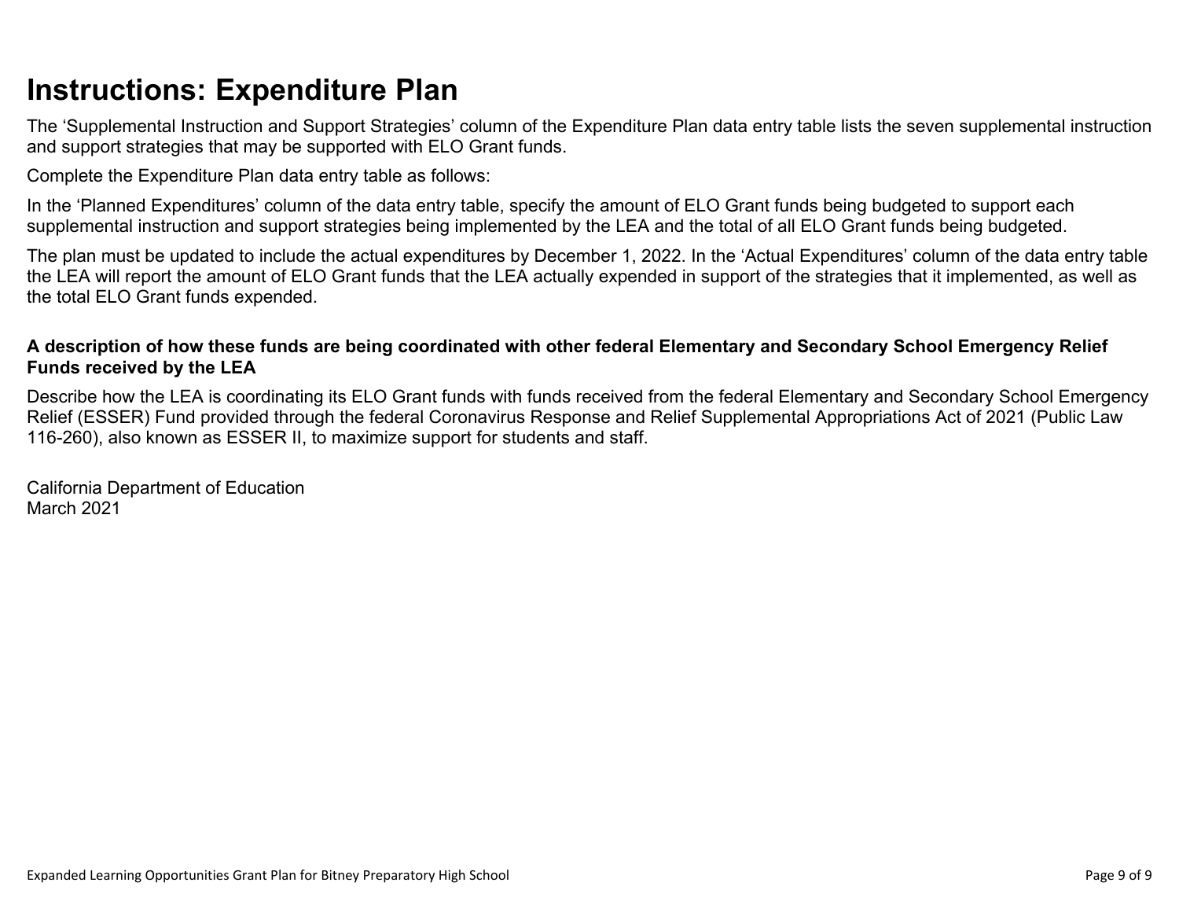# Instructions: Expenditure Plan

The 'Supplemental Instruction and Support Strategies' column of the Expenditure Plan data entry table lists the seven supplemental instruction and support strategies that may be supported with ELO Grant funds.

Complete the Expenditure Plan data entry table as follows:

In the 'Planned Expenditures' column of the data entry table, specify the amount of ELO Grant funds being budgeted to support each supplemental instruction and support strategies being implemented by the LEA and the total of all ELO Grant funds being budgeted.

The plan must be updated to include the actual expenditures by December 1, 2022. In the 'Actual Expenditures' column of the data entry table the LEA will report the amount of ELO Grant funds that the LEA actually expended in support of the strategies that it implemented, as well as the total ELO Grant funds expended.

**A description of how these funds are being coordinated with other federal Elementary and Secondary School Emergency Relief Funds received by the LEA**

Describe how the LEA is coordinating its ELO Grant funds with funds received from the federal Elementary and Secondary School Emergency Relief (ESSER) Fund provided through the federal Coronavirus Response and Relief Supplemental Appropriations Act of 2021 (Public Law 116-260), also known as ESSER II, to maximize support for students and staff.

California Department of Education
March 2021